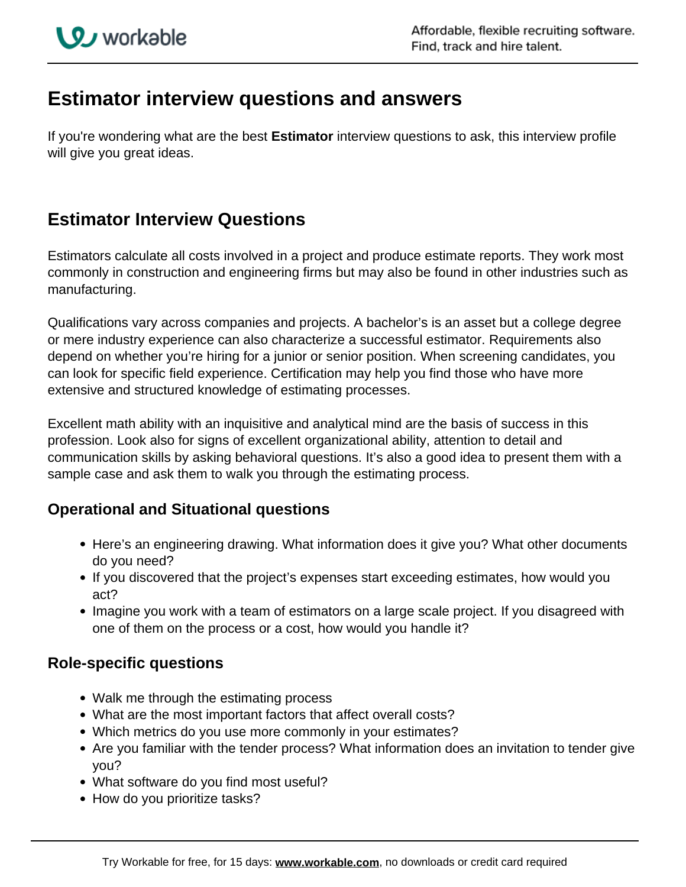# Estimator interview questions and answers

If you're wondering what are the best **Estimator** interview questions to ask, this interview profile will give you great ideas.

## Estimator Interview Questions

Estimators calculate all costs involved in a project and produce estimate reports. They work most commonly in construction and engineering firms but may also be found in other industries such as manufacturing.

Qualifications vary across companies and projects. A bachelor's is an asset but a college degree or mere industry experience can also characterize a successful estimator. Requirements also depend on whether you're hiring for a junior or senior position. When screening candidates, you can look for specific field experience. Certification may help you find those who have more extensive and structured knowledge of estimating processes.

Excellent math ability with an inquisitive and analytical mind are the basis of success in this profession. Look also for signs of excellent organizational ability, attention to detail and communication skills by asking behavioral questions. It's also a good idea to present them with a sample case and ask them to walk you through the estimating process.

### Operational and Situational questions

- Here's an engineering drawing. What information does it give you? What other documents do you need?
- If you discovered that the project's expenses start exceeding estimates, how would you act?
- Imagine you work with a team of estimators on a large scale project. If you disagreed with one of them on the process or a cost, how would you handle it?

### Role-specific questions

- Walk me through the estimating process
- What are the most important factors that affect overall costs?
- Which metrics do you use more commonly in your estimates?
- Are you familiar with the tender process? What information does an invitation to tender give you?
- What software do you find most useful?
- How do you prioritize tasks?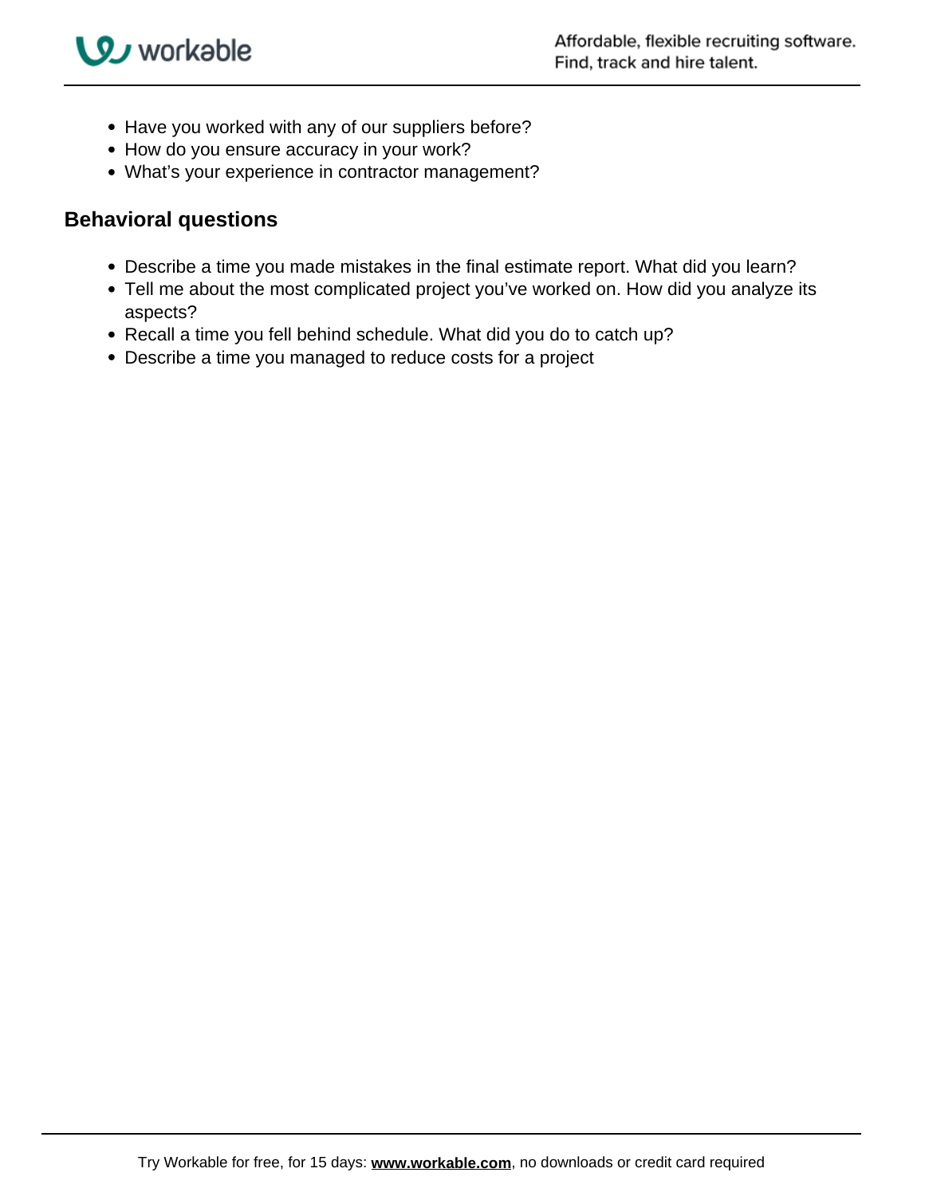- Have you worked with any of our suppliers before?
- How do you ensure accuracy in your work?
- What's your experience in contractor management?

## Behavioral questions

- Describe a time you made mistakes in the final estimate report. What did you learn?
- Tell me about the most complicated project you've worked on. How did you analyze its aspects?
- Recall a time you fell behind schedule. What did you do to catch up?
- Describe a time you managed to reduce costs for a project